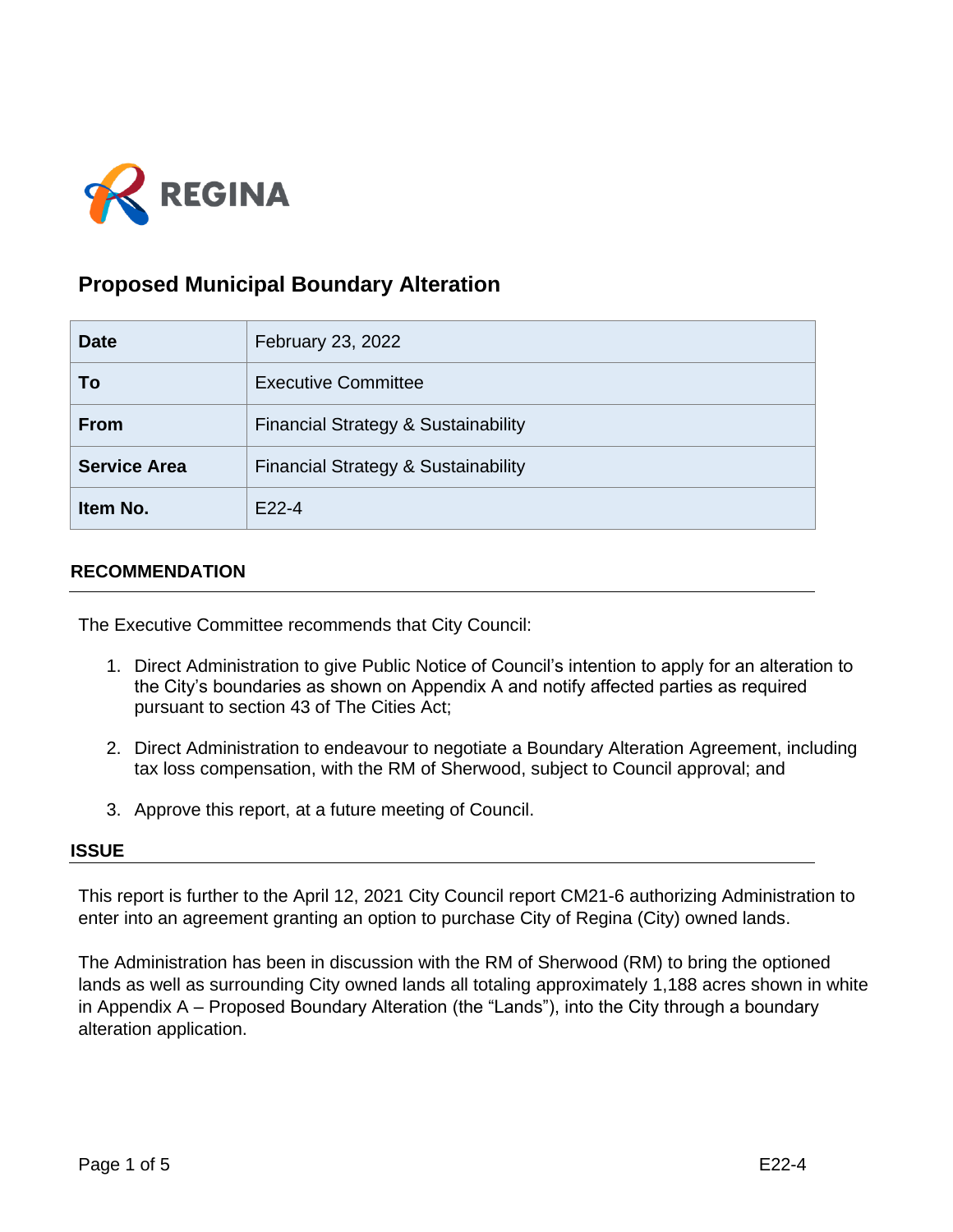REGINA

# Proposed Municipal Boundary Alteration

| Date | February 23, 2022 |
| --- | --- |
| To | Executive Committee |
| From | Financial Strategy & Sustainability |
| Service Area | Financial Strategy & Sustainability |
| Item No. | E22-4 |

## RECOMMENDATION

The Executive Committee recommends that City Council:

1. Direct Administration to give Public Notice of Council's intention to apply for an alteration to the City's boundaries as shown on Appendix A and notify affected parties as required pursuant to section 43 of The Cities Act;
2. Direct Administration to endeavour to negotiate a Boundary Alteration Agreement, including tax loss compensation, with the RM of Sherwood, subject to Council approval; and
3. Approve this report, at a future meeting of Council.

## ISSUE

This report is further to the April 12, 2021 City Council report CM21-6 authorizing Administration to enter into an agreement granting an option to purchase City of Regina (City) owned lands.

The Administration has been in discussion with the RM of Sherwood (RM) to bring the optioned lands as well as surrounding City owned lands all totaling approximately 1,188 acres shown in white in Appendix A – Proposed Boundary Alteration (the "Lands"), into the City through a boundary alteration application.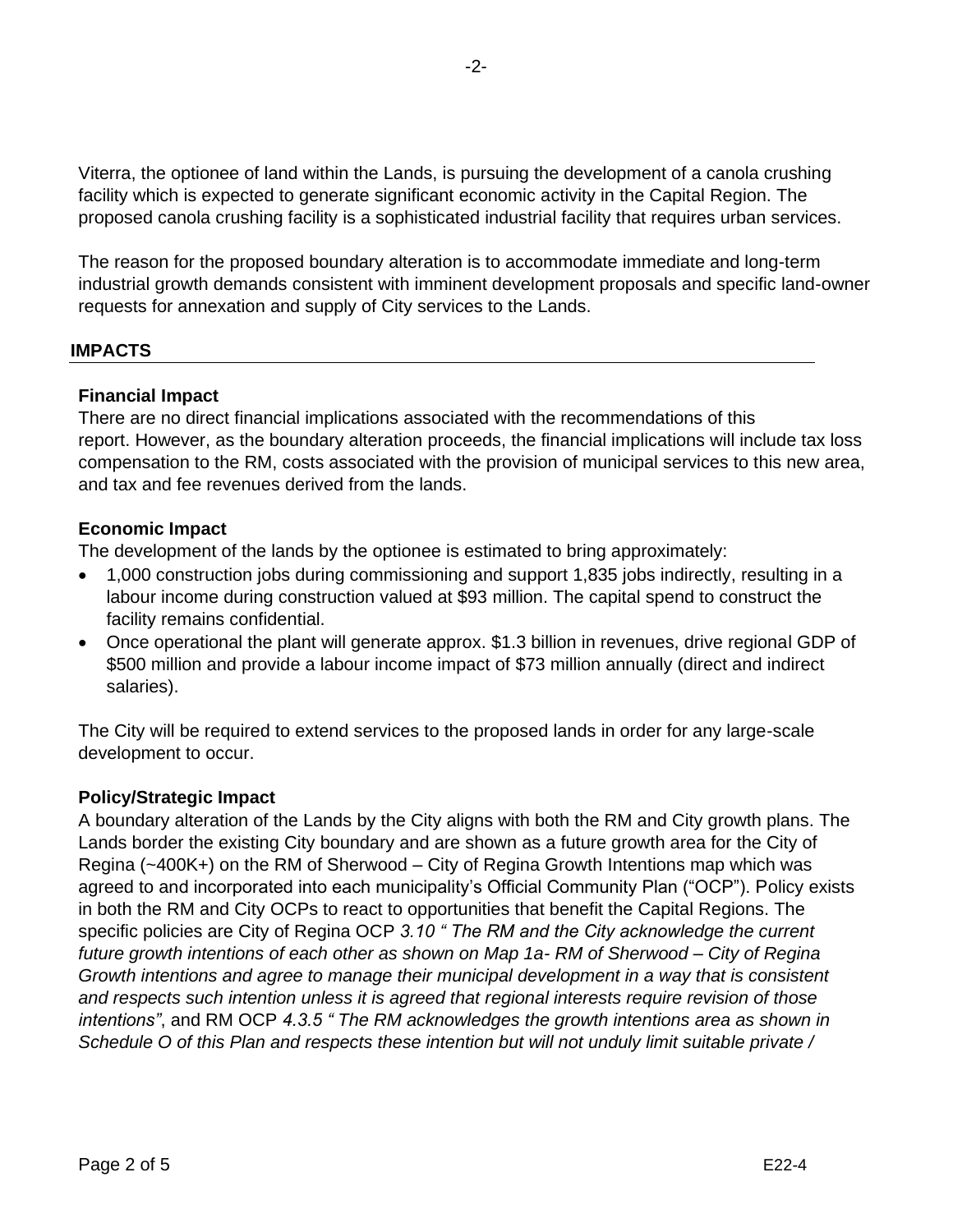Viterra, the optionee of land within the Lands, is pursuing the development of a canola crushing facility which is expected to generate significant economic activity in the Capital Region. The proposed canola crushing facility is a sophisticated industrial facility that requires urban services.

The reason for the proposed boundary alteration is to accommodate immediate and long-term industrial growth demands consistent with imminent development proposals and specific land-owner requests for annexation and supply of City services to the Lands.

## IMPACTS

### Financial Impact

There are no direct financial implications associated with the recommendations of this report. However, as the boundary alteration proceeds, the financial implications will include tax loss compensation to the RM, costs associated with the provision of municipal services to this new area, and tax and fee revenues derived from the lands.

### Economic Impact

The development of the lands by the optionee is estimated to bring approximately:

- 1,000 construction jobs during commissioning and support 1,835 jobs indirectly, resulting in a labour income during construction valued at $93 million. The capital spend to construct the facility remains confidential.
- Once operational the plant will generate approx. $1.3 billion in revenues, drive regional GDP of $500 million and provide a labour income impact of $73 million annually (direct and indirect salaries).

The City will be required to extend services to the proposed lands in order for any large-scale development to occur.

### Policy/Strategic Impact

A boundary alteration of the Lands by the City aligns with both the RM and City growth plans. The Lands border the existing City boundary and are shown as a future growth area for the City of Regina (~400K+) on the RM of Sherwood – City of Regina Growth Intentions map which was agreed to and incorporated into each municipality's Official Community Plan ("OCP"). Policy exists in both the RM and City OCPs to react to opportunities that benefit the Capital Regions. The specific policies are City of Regina OCP *3.10 " The RM and the City acknowledge the current future growth intentions of each other as shown on Map 1a- RM of Sherwood – City of Regina Growth intentions and agree to manage their municipal development in a way that is consistent and respects such intention unless it is agreed that regional interests require revision of those intentions"*, and RM OCP *4.3.5 " The RM acknowledges the growth intentions area as shown in Schedule O of this Plan and respects these intention but will not unduly limit suitable private /*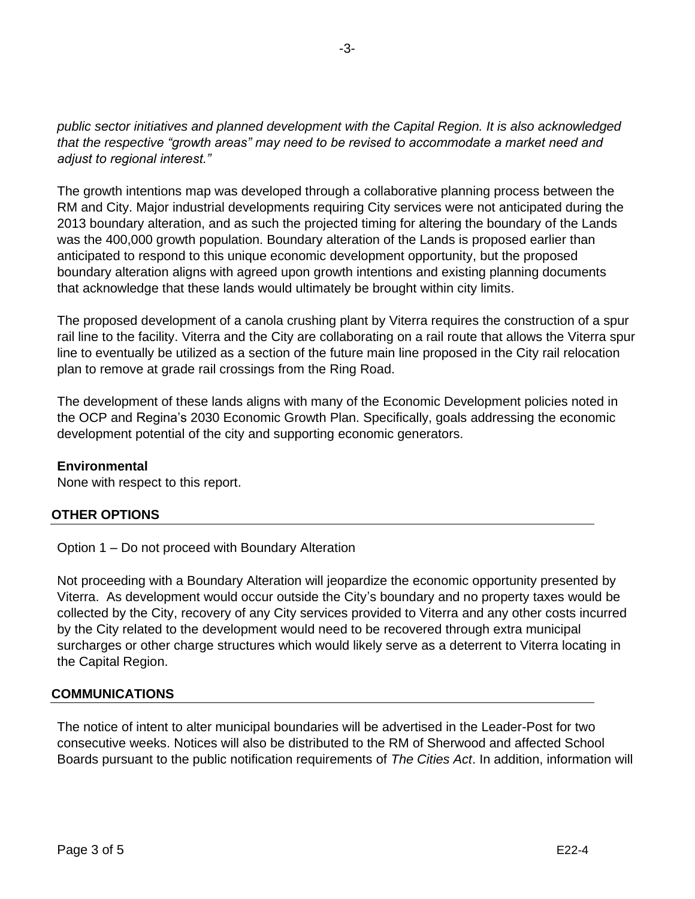*public sector initiatives and planned development with the Capital Region. It is also acknowledged that the respective "growth areas" may need to be revised to accommodate a market need and adjust to regional interest."*

The growth intentions map was developed through a collaborative planning process between the RM and City. Major industrial developments requiring City services were not anticipated during the 2013 boundary alteration, and as such the projected timing for altering the boundary of the Lands was the 400,000 growth population. Boundary alteration of the Lands is proposed earlier than anticipated to respond to this unique economic development opportunity, but the proposed boundary alteration aligns with agreed upon growth intentions and existing planning documents that acknowledge that these lands would ultimately be brought within city limits.

The proposed development of a canola crushing plant by Viterra requires the construction of a spur rail line to the facility. Viterra and the City are collaborating on a rail route that allows the Viterra spur line to eventually be utilized as a section of the future main line proposed in the City rail relocation plan to remove at grade rail crossings from the Ring Road.

The development of these lands aligns with many of the Economic Development policies noted in the OCP and Regina's 2030 Economic Growth Plan. Specifically, goals addressing the economic development potential of the city and supporting economic generators.

**Environmental**

None with respect to this report.

## OTHER OPTIONS

Option 1 – Do not proceed with Boundary Alteration

Not proceeding with a Boundary Alteration will jeopardize the economic opportunity presented by Viterra. As development would occur outside the City's boundary and no property taxes would be collected by the City, recovery of any City services provided to Viterra and any other costs incurred by the City related to the development would need to be recovered through extra municipal surcharges or other charge structures which would likely serve as a deterrent to Viterra locating in the Capital Region.

## COMMUNICATIONS

The notice of intent to alter municipal boundaries will be advertised in the Leader-Post for two consecutive weeks. Notices will also be distributed to the RM of Sherwood and affected School Boards pursuant to the public notification requirements of *The Cities Act*. In addition, information will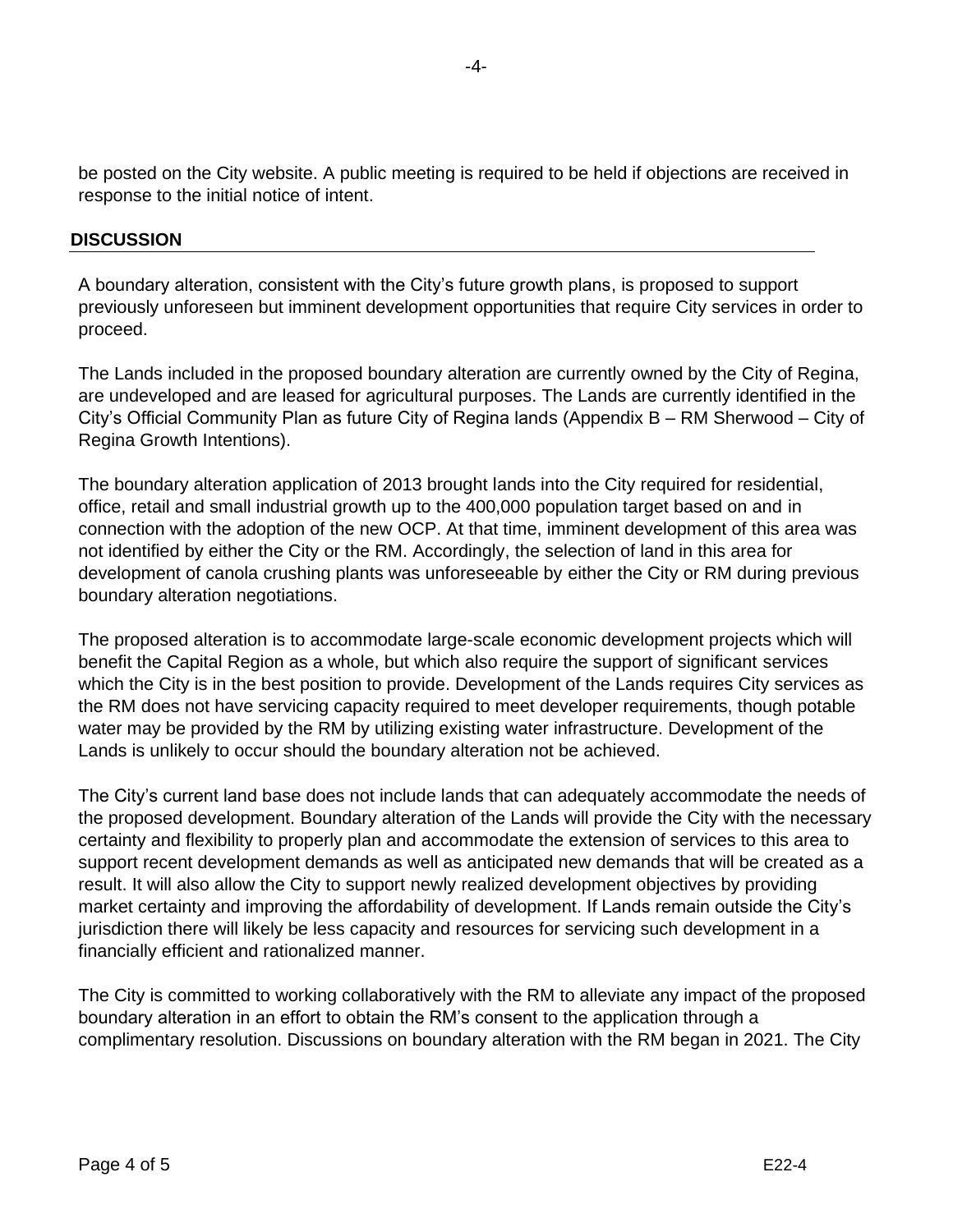be posted on the City website. A public meeting is required to be held if objections are received in response to the initial notice of intent.

## DISCUSSION

A boundary alteration, consistent with the City's future growth plans, is proposed to support previously unforeseen but imminent development opportunities that require City services in order to proceed.

The Lands included in the proposed boundary alteration are currently owned by the City of Regina, are undeveloped and are leased for agricultural purposes. The Lands are currently identified in the City's Official Community Plan as future City of Regina lands (Appendix B – RM Sherwood – City of Regina Growth Intentions).

The boundary alteration application of 2013 brought lands into the City required for residential, office, retail and small industrial growth up to the 400,000 population target based on and in connection with the adoption of the new OCP. At that time, imminent development of this area was not identified by either the City or the RM. Accordingly, the selection of land in this area for development of canola crushing plants was unforeseeable by either the City or RM during previous boundary alteration negotiations.

The proposed alteration is to accommodate large-scale economic development projects which will benefit the Capital Region as a whole, but which also require the support of significant services which the City is in the best position to provide. Development of the Lands requires City services as the RM does not have servicing capacity required to meet developer requirements, though potable water may be provided by the RM by utilizing existing water infrastructure. Development of the Lands is unlikely to occur should the boundary alteration not be achieved.

The City's current land base does not include lands that can adequately accommodate the needs of the proposed development. Boundary alteration of the Lands will provide the City with the necessary certainty and flexibility to properly plan and accommodate the extension of services to this area to support recent development demands as well as anticipated new demands that will be created as a result. It will also allow the City to support newly realized development objectives by providing market certainty and improving the affordability of development. If Lands remain outside the City's jurisdiction there will likely be less capacity and resources for servicing such development in a financially efficient and rationalized manner.

The City is committed to working collaboratively with the RM to alleviate any impact of the proposed boundary alteration in an effort to obtain the RM's consent to the application through a complimentary resolution. Discussions on boundary alteration with the RM began in 2021. The City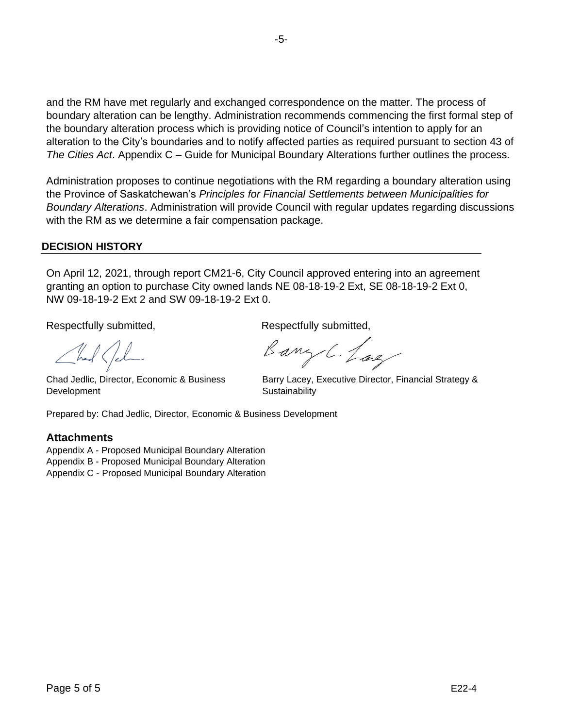and the RM have met regularly and exchanged correspondence on the matter. The process of boundary alteration can be lengthy. Administration recommends commencing the first formal step of the boundary alteration process which is providing notice of Council's intention to apply for an alteration to the City's boundaries and to notify affected parties as required pursuant to section 43 of *The Cities Act*. Appendix C – Guide for Municipal Boundary Alterations further outlines the process.

Administration proposes to continue negotiations with the RM regarding a boundary alteration using the Province of Saskatchewan's *Principles for Financial Settlements between Municipalities for Boundary Alterations*. Administration will provide Council with regular updates regarding discussions with the RM as we determine a fair compensation package.

## DECISION HISTORY

On April 12, 2021, through report CM21-6, City Council approved entering into an agreement granting an option to purchase City owned lands NE 08-18-19-2 Ext, SE 08-18-19-2 Ext 0, NW 09-18-19-2 Ext 2 and SW 09-18-19-2 Ext 0.

Respectfully submitted,

Chad Jedlic, Director, Economic & Business Development

Respectfully submitted,

Barry Lacey, Executive Director, Financial Strategy & Sustainability

Prepared by: Chad Jedlic, Director, Economic & Business Development

## Attachments

Appendix A - Proposed Municipal Boundary Alteration
Appendix B - Proposed Municipal Boundary Alteration
Appendix C - Proposed Municipal Boundary Alteration